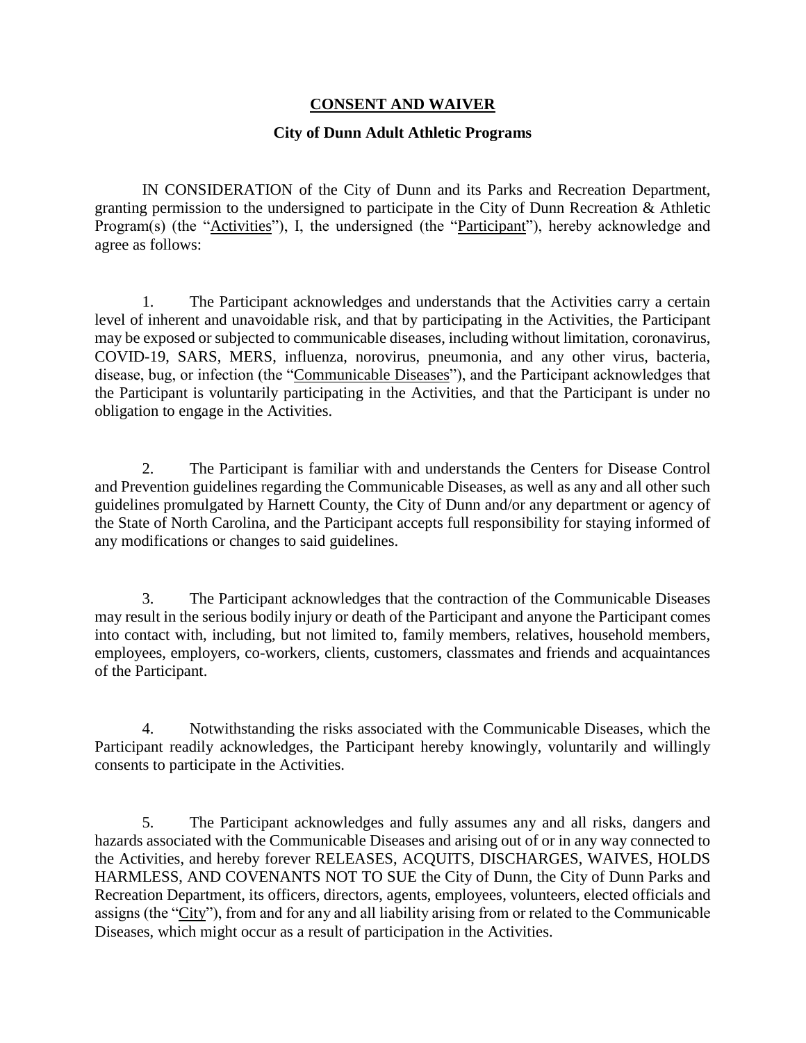**<u>CONSENT AND WAIVER</u>**

**City of Dunn Adult Athletic Programs**

IN CONSIDERATION of the City of Dunn and its Parks and Recreation Department, granting permission to the undersigned to participate in the City of Dunn Recreation & Athletic Program(s) (the "<u>Activities</u>"), I, the undersigned (the "<u>Participant</u>"), hereby acknowledge and agree as follows:

1. The Participant acknowledges and understands that the Activities carry a certain level of inherent and unavoidable risk, and that by participating in the Activities, the Participant may be exposed or subjected to communicable diseases, including without limitation, coronavirus, COVID-19, SARS, MERS, influenza, norovirus, pneumonia, and any other virus, bacteria, disease, bug, or infection (the "<u>Communicable Diseases</u>"), and the Participant acknowledges that the Participant is voluntarily participating in the Activities, and that the Participant is under no obligation to engage in the Activities.

2. The Participant is familiar with and understands the Centers for Disease Control and Prevention guidelines regarding the Communicable Diseases, as well as any and all other such guidelines promulgated by Harnett County, the City of Dunn and/or any department or agency of the State of North Carolina, and the Participant accepts full responsibility for staying informed of any modifications or changes to said guidelines.

3. The Participant acknowledges that the contraction of the Communicable Diseases may result in the serious bodily injury or death of the Participant and anyone the Participant comes into contact with, including, but not limited to, family members, relatives, household members, employees, employers, co-workers, clients, customers, classmates and friends and acquaintances of the Participant.

4. Notwithstanding the risks associated with the Communicable Diseases, which the Participant readily acknowledges, the Participant hereby knowingly, voluntarily and willingly consents to participate in the Activities.

5. The Participant acknowledges and fully assumes any and all risks, dangers and hazards associated with the Communicable Diseases and arising out of or in any way connected to the Activities, and hereby forever RELEASES, ACQUITS, DISCHARGES, WAIVES, HOLDS HARMLESS, AND COVENANTS NOT TO SUE the City of Dunn, the City of Dunn Parks and Recreation Department, its officers, directors, agents, employees, volunteers, elected officials and assigns (the "<u>City</u>"), from and for any and all liability arising from or related to the Communicable Diseases, which might occur as a result of participation in the Activities.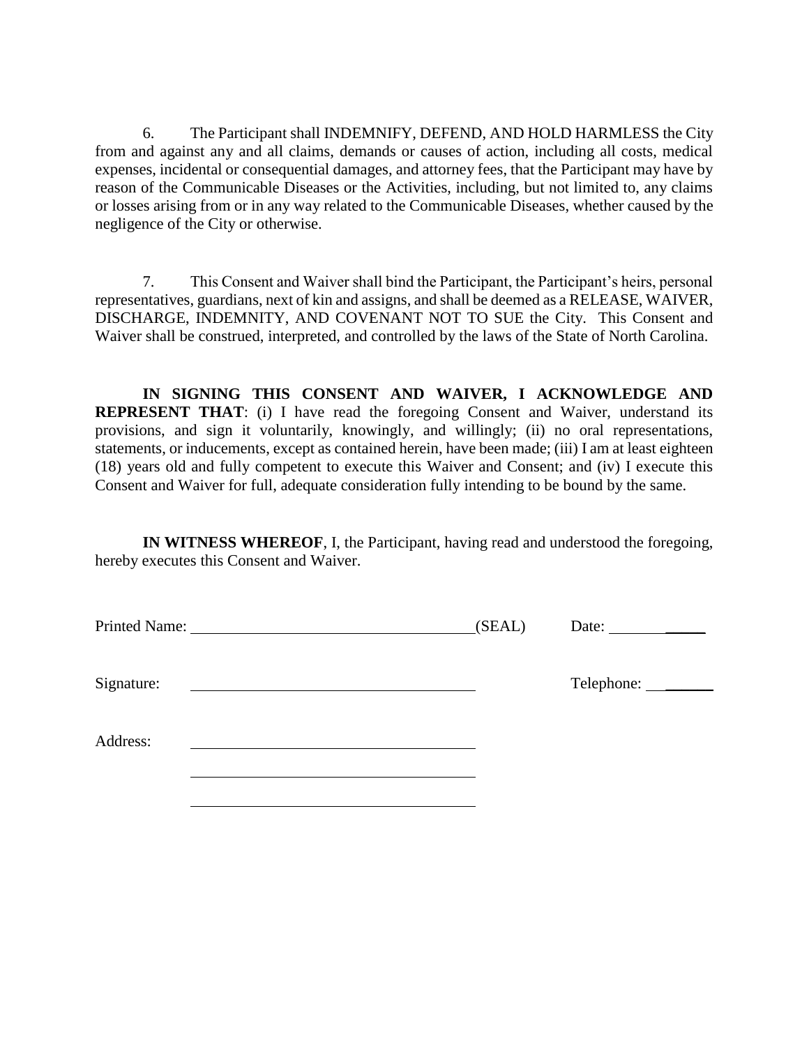6. The Participant shall INDEMNIFY, DEFEND, AND HOLD HARMLESS the City from and against any and all claims, demands or causes of action, including all costs, medical expenses, incidental or consequential damages, and attorney fees, that the Participant may have by reason of the Communicable Diseases or the Activities, including, but not limited to, any claims or losses arising from or in any way related to the Communicable Diseases, whether caused by the negligence of the City or otherwise.

7. This Consent and Waiver shall bind the Participant, the Participant's heirs, personal representatives, guardians, next of kin and assigns, and shall be deemed as a RELEASE, WAIVER, DISCHARGE, INDEMNITY, AND COVENANT NOT TO SUE the City. This Consent and Waiver shall be construed, interpreted, and controlled by the laws of the State of North Carolina.

**IN SIGNING THIS CONSENT AND WAIVER, I ACKNOWLEDGE AND REPRESENT THAT**: (i) I have read the foregoing Consent and Waiver, understand its provisions, and sign it voluntarily, knowingly, and willingly; (ii) no oral representations, statements, or inducements, except as contained herein, have been made; (iii) I am at least eighteen (18) years old and fully competent to execute this Waiver and Consent; and (iv) I execute this Consent and Waiver for full, adequate consideration fully intending to be bound by the same.

**IN WITNESS WHEREOF**, I, the Participant, having read and understood the foregoing, hereby executes this Consent and Waiver.

Printed Name: ____________________________________(SEAL) Date: ____________

Signature: ____________________________________ Telephone: ____________

Address: ____________________________________

____________________________________

____________________________________